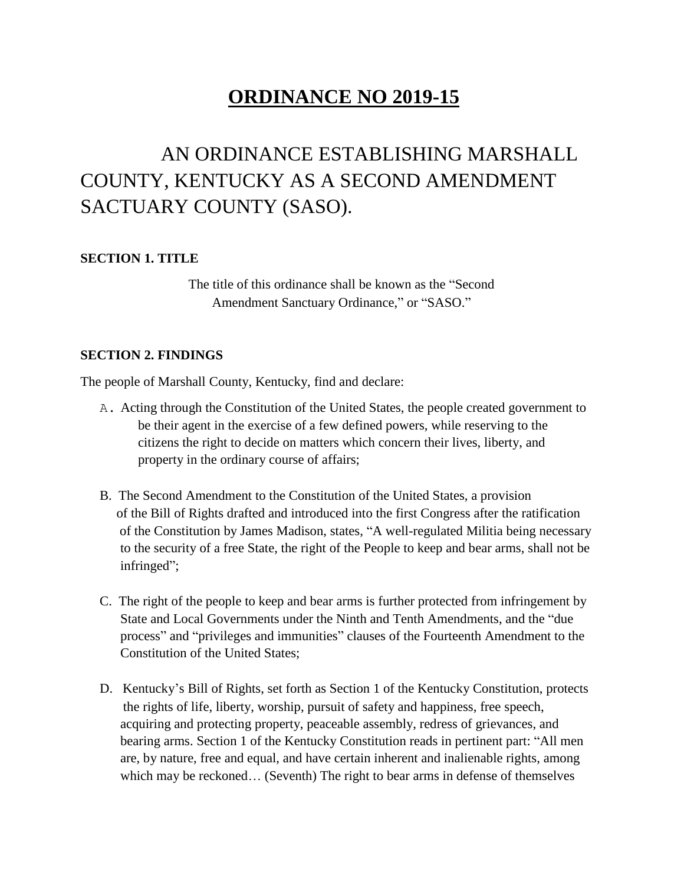# ORDINANCE NO 2019-15

## AN ORDINANCE ESTABLISHING MARSHALL COUNTY, KENTUCKY AS A SECOND AMENDMENT SACTUARY COUNTY (SASO).

**SECTION 1. TITLE**

The title of this ordinance shall be known as the "Second Amendment Sanctuary Ordinance," or "SASO."

**SECTION 2. FINDINGS**

The people of Marshall County, Kentucky, find and declare:

A. Acting through the Constitution of the United States, the people created government to be their agent in the exercise of a few defined powers, while reserving to the citizens the right to decide on matters which concern their lives, liberty, and property in the ordinary course of affairs;

B. The Second Amendment to the Constitution of the United States, a provision of the Bill of Rights drafted and introduced into the first Congress after the ratification of the Constitution by James Madison, states, "A well-regulated Militia being necessary to the security of a free State, the right of the People to keep and bear arms, shall not be infringed";

C. The right of the people to keep and bear arms is further protected from infringement by State and Local Governments under the Ninth and Tenth Amendments, and the "due process" and "privileges and immunities" clauses of the Fourteenth Amendment to the Constitution of the United States;

D. Kentucky's Bill of Rights, set forth as Section 1 of the Kentucky Constitution, protects the rights of life, liberty, worship, pursuit of safety and happiness, free speech, acquiring and protecting property, peaceable assembly, redress of grievances, and bearing arms. Section 1 of the Kentucky Constitution reads in pertinent part: "All men are, by nature, free and equal, and have certain inherent and inalienable rights, among which may be reckoned… (Seventh) The right to bear arms in defense of themselves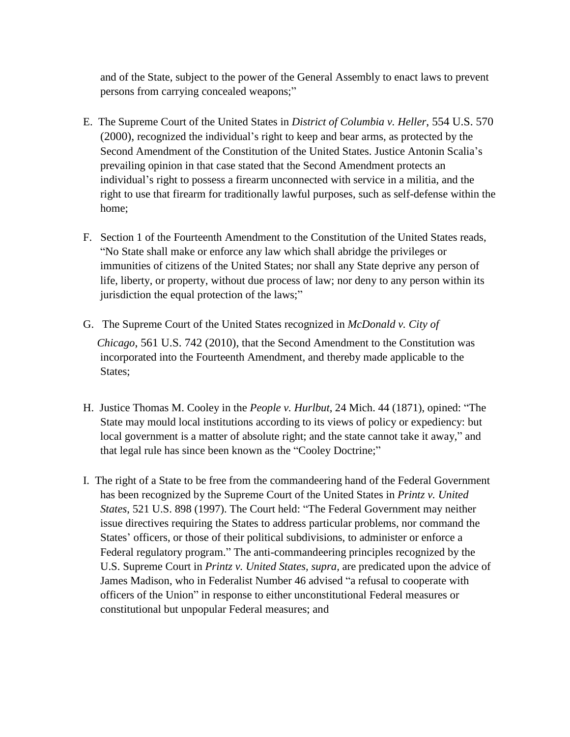and of the State, subject to the power of the General Assembly to enact laws to prevent persons from carrying concealed weapons;"

E. The Supreme Court of the United States in *District of Columbia v. Heller*, 554 U.S. 570 (2000), recognized the individual's right to keep and bear arms, as protected by the Second Amendment of the Constitution of the United States. Justice Antonin Scalia's prevailing opinion in that case stated that the Second Amendment protects an individual's right to possess a firearm unconnected with service in a militia, and the right to use that firearm for traditionally lawful purposes, such as self-defense within the home;

F. Section 1 of the Fourteenth Amendment to the Constitution of the United States reads, "No State shall make or enforce any law which shall abridge the privileges or immunities of citizens of the United States; nor shall any State deprive any person of life, liberty, or property, without due process of law; nor deny to any person within its jurisdiction the equal protection of the laws;"

G. The Supreme Court of the United States recognized in *McDonald v. City of Chicago*, 561 U.S. 742 (2010), that the Second Amendment to the Constitution was incorporated into the Fourteenth Amendment, and thereby made applicable to the States;

H. Justice Thomas M. Cooley in the *People v. Hurlbut*, 24 Mich. 44 (1871), opined: "The State may mould local institutions according to its views of policy or expediency: but local government is a matter of absolute right; and the state cannot take it away," and that legal rule has since been known as the "Cooley Doctrine;"

I. The right of a State to be free from the commandeering hand of the Federal Government has been recognized by the Supreme Court of the United States in *Printz v. United States*, 521 U.S. 898 (1997). The Court held: "The Federal Government may neither issue directives requiring the States to address particular problems, nor command the States' officers, or those of their political subdivisions, to administer or enforce a Federal regulatory program." The anti-commandeering principles recognized by the U.S. Supreme Court in *Printz v. United States, supra*, are predicated upon the advice of James Madison, who in Federalist Number 46 advised "a refusal to cooperate with officers of the Union" in response to either unconstitutional Federal measures or constitutional but unpopular Federal measures; and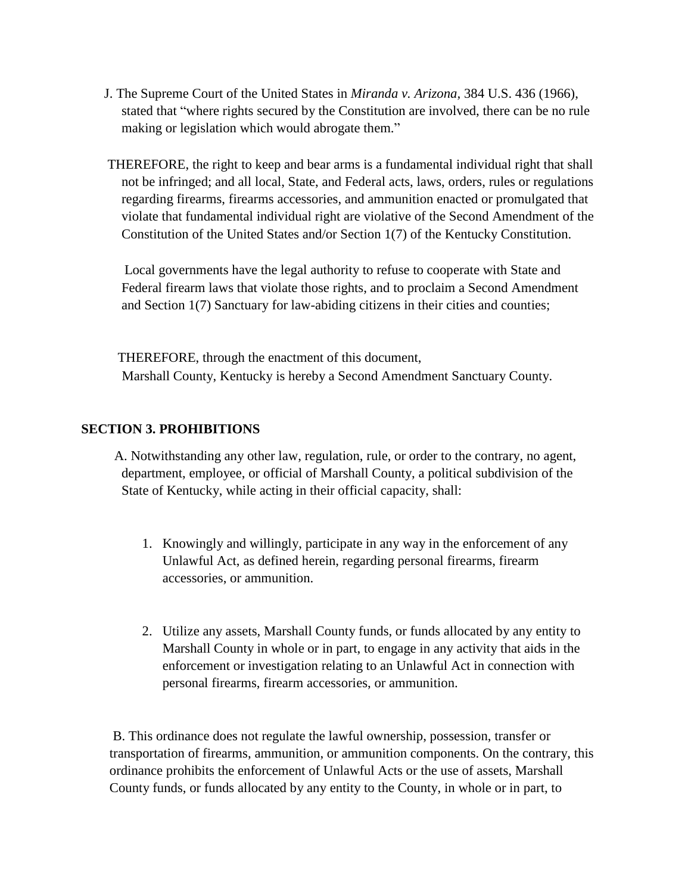J. The Supreme Court of the United States in *Miranda v. Arizona,* 384 U.S. 436 (1966), stated that "where rights secured by the Constitution are involved, there can be no rule making or legislation which would abrogate them."

THEREFORE, the right to keep and bear arms is a fundamental individual right that shall not be infringed; and all local, State, and Federal acts, laws, orders, rules or regulations regarding firearms, firearms accessories, and ammunition enacted or promulgated that violate that fundamental individual right are violative of the Second Amendment of the Constitution of the United States and/or Section 1(7) of the Kentucky Constitution.

Local governments have the legal authority to refuse to cooperate with State and Federal firearm laws that violate those rights, and to proclaim a Second Amendment and Section 1(7) Sanctuary for law-abiding citizens in their cities and counties;

THEREFORE, through the enactment of this document, Marshall County, Kentucky is hereby a Second Amendment Sanctuary County.

## SECTION 3. PROHIBITIONS

A. Notwithstanding any other law, regulation, rule, or order to the contrary, no agent, department, employee, or official of Marshall County, a political subdivision of the State of Kentucky, while acting in their official capacity, shall:

1. Knowingly and willingly, participate in any way in the enforcement of any Unlawful Act, as defined herein, regarding personal firearms, firearm accessories, or ammunition.

2. Utilize any assets, Marshall County funds, or funds allocated by any entity to Marshall County in whole or in part, to engage in any activity that aids in the enforcement or investigation relating to an Unlawful Act in connection with personal firearms, firearm accessories, or ammunition.

B. This ordinance does not regulate the lawful ownership, possession, transfer or transportation of firearms, ammunition, or ammunition components. On the contrary, this ordinance prohibits the enforcement of Unlawful Acts or the use of assets, Marshall County funds, or funds allocated by any entity to the County, in whole or in part, to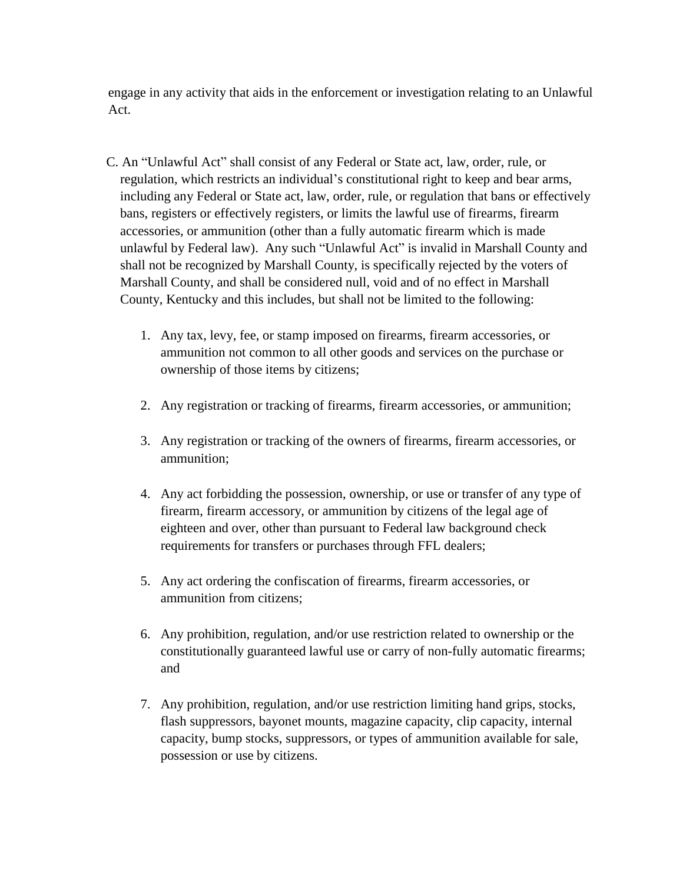engage in any activity that aids in the enforcement or investigation relating to an Unlawful Act.

C. An "Unlawful Act" shall consist of any Federal or State act, law, order, rule, or regulation, which restricts an individual's constitutional right to keep and bear arms, including any Federal or State act, law, order, rule, or regulation that bans or effectively bans, registers or effectively registers, or limits the lawful use of firearms, firearm accessories, or ammunition (other than a fully automatic firearm which is made unlawful by Federal law). Any such "Unlawful Act" is invalid in Marshall County and shall not be recognized by Marshall County, is specifically rejected by the voters of Marshall County, and shall be considered null, void and of no effect in Marshall County, Kentucky and this includes, but shall not be limited to the following:

1. Any tax, levy, fee, or stamp imposed on firearms, firearm accessories, or ammunition not common to all other goods and services on the purchase or ownership of those items by citizens;

2. Any registration or tracking of firearms, firearm accessories, or ammunition;

3. Any registration or tracking of the owners of firearms, firearm accessories, or ammunition;

4. Any act forbidding the possession, ownership, or use or transfer of any type of firearm, firearm accessory, or ammunition by citizens of the legal age of eighteen and over, other than pursuant to Federal law background check requirements for transfers or purchases through FFL dealers;

5. Any act ordering the confiscation of firearms, firearm accessories, or ammunition from citizens;

6. Any prohibition, regulation, and/or use restriction related to ownership or the constitutionally guaranteed lawful use or carry of non-fully automatic firearms; and

7. Any prohibition, regulation, and/or use restriction limiting hand grips, stocks, flash suppressors, bayonet mounts, magazine capacity, clip capacity, internal capacity, bump stocks, suppressors, or types of ammunition available for sale, possession or use by citizens.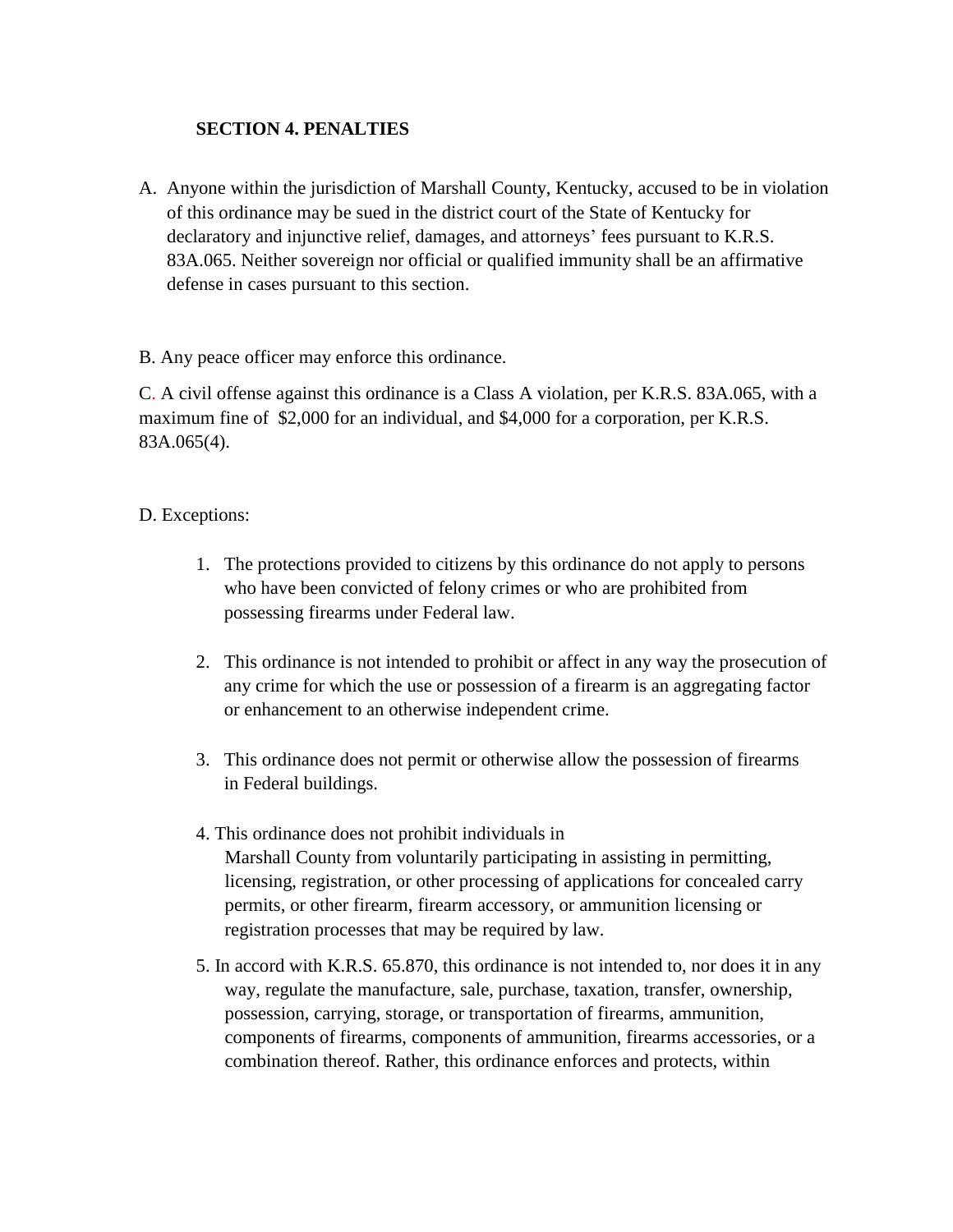**SECTION 4. PENALTIES**

A. Anyone within the jurisdiction of Marshall County, Kentucky, accused to be in violation of this ordinance may be sued in the district court of the State of Kentucky for declaratory and injunctive relief, damages, and attorneys' fees pursuant to K.R.S. 83A.065. Neither sovereign nor official or qualified immunity shall be an affirmative defense in cases pursuant to this section.

B. Any peace officer may enforce this ordinance.

C. A civil offense against this ordinance is a Class A violation, per K.R.S. 83A.065, with a maximum fine of $2,000 for an individual, and $4,000 for a corporation, per K.R.S. 83A.065(4).

D. Exceptions:

1. The protections provided to citizens by this ordinance do not apply to persons who have been convicted of felony crimes or who are prohibited from possessing firearms under Federal law.

2. This ordinance is not intended to prohibit or affect in any way the prosecution of any crime for which the use or possession of a firearm is an aggregating factor or enhancement to an otherwise independent crime.

3. This ordinance does not permit or otherwise allow the possession of firearms in Federal buildings.

4. This ordinance does not prohibit individuals in Marshall County from voluntarily participating in assisting in permitting, licensing, registration, or other processing of applications for concealed carry permits, or other firearm, firearm accessory, or ammunition licensing or registration processes that may be required by law.

5. In accord with K.R.S. 65.870, this ordinance is not intended to, nor does it in any way, regulate the manufacture, sale, purchase, taxation, transfer, ownership, possession, carrying, storage, or transportation of firearms, ammunition, components of firearms, components of ammunition, firearms accessories, or a combination thereof. Rather, this ordinance enforces and protects, within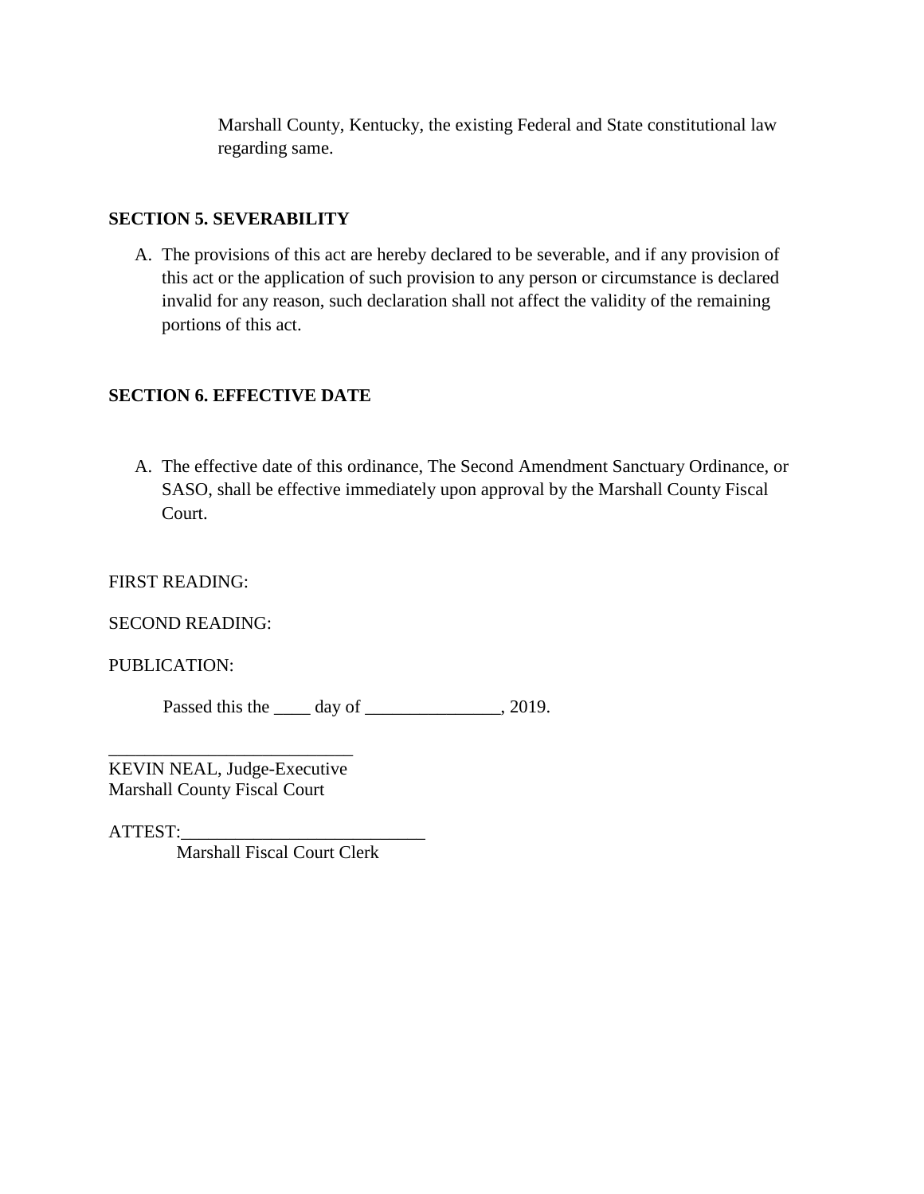Marshall County, Kentucky, the existing Federal and State constitutional law regarding same.

**SECTION 5. SEVERABILITY**

A. The provisions of this act are hereby declared to be severable, and if any provision of this act or the application of such provision to any person or circumstance is declared invalid for any reason, such declaration shall not affect the validity of the remaining portions of this act.

**SECTION 6. EFFECTIVE DATE**

A. The effective date of this ordinance, The Second Amendment Sanctuary Ordinance, or SASO, shall be effective immediately upon approval by the Marshall County Fiscal Court.

FIRST READING:

SECOND READING:

PUBLICATION:

Passed this the ____ day of _______________, 2019.

___________________________
KEVIN NEAL, Judge-Executive
Marshall County Fiscal Court

ATTEST:___________________________
Marshall Fiscal Court Clerk